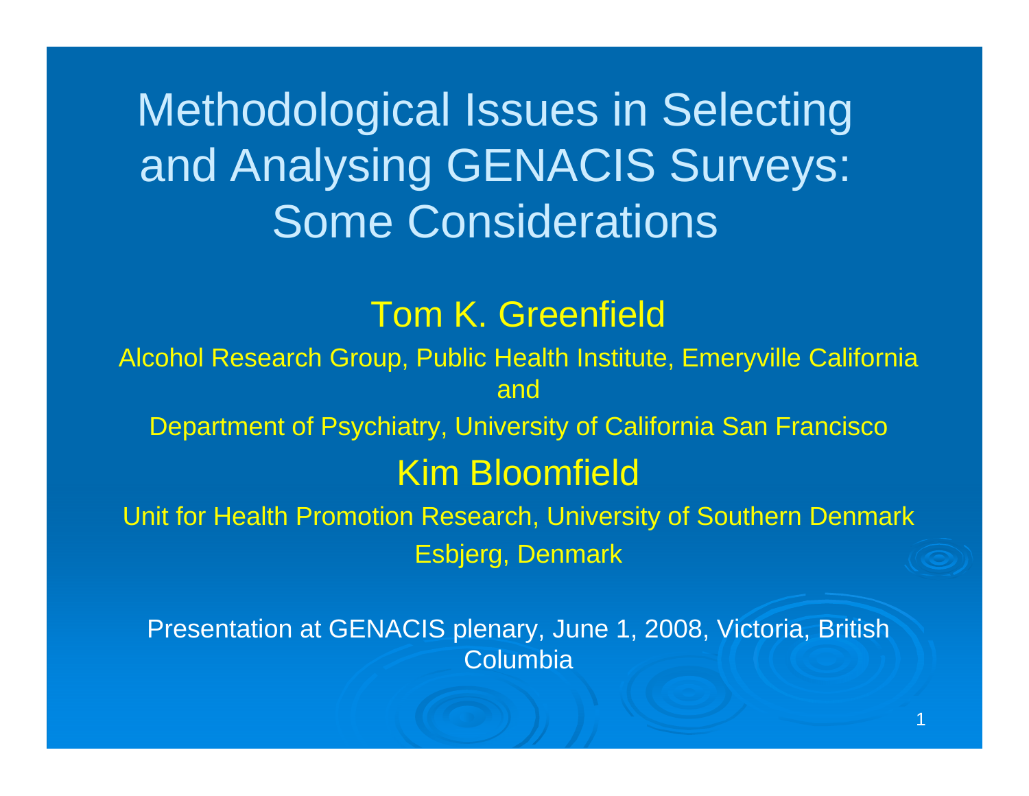# Methodological Issues in Selecting and Analysing GENACIS Surveys: Some Considerations

## Tom K. Greenfield

Alcohol Research Group, Public Health Institute, Emeryville California

and

Department of Psychiatry, University of California San Francisco

## Kim Bloomfield

Unit for Health Promotion Research, University of Southern Denmark

Esbjerg, Denmark

Presentation at GENACIS plenary, June 1, 2008, Victoria, British Columbia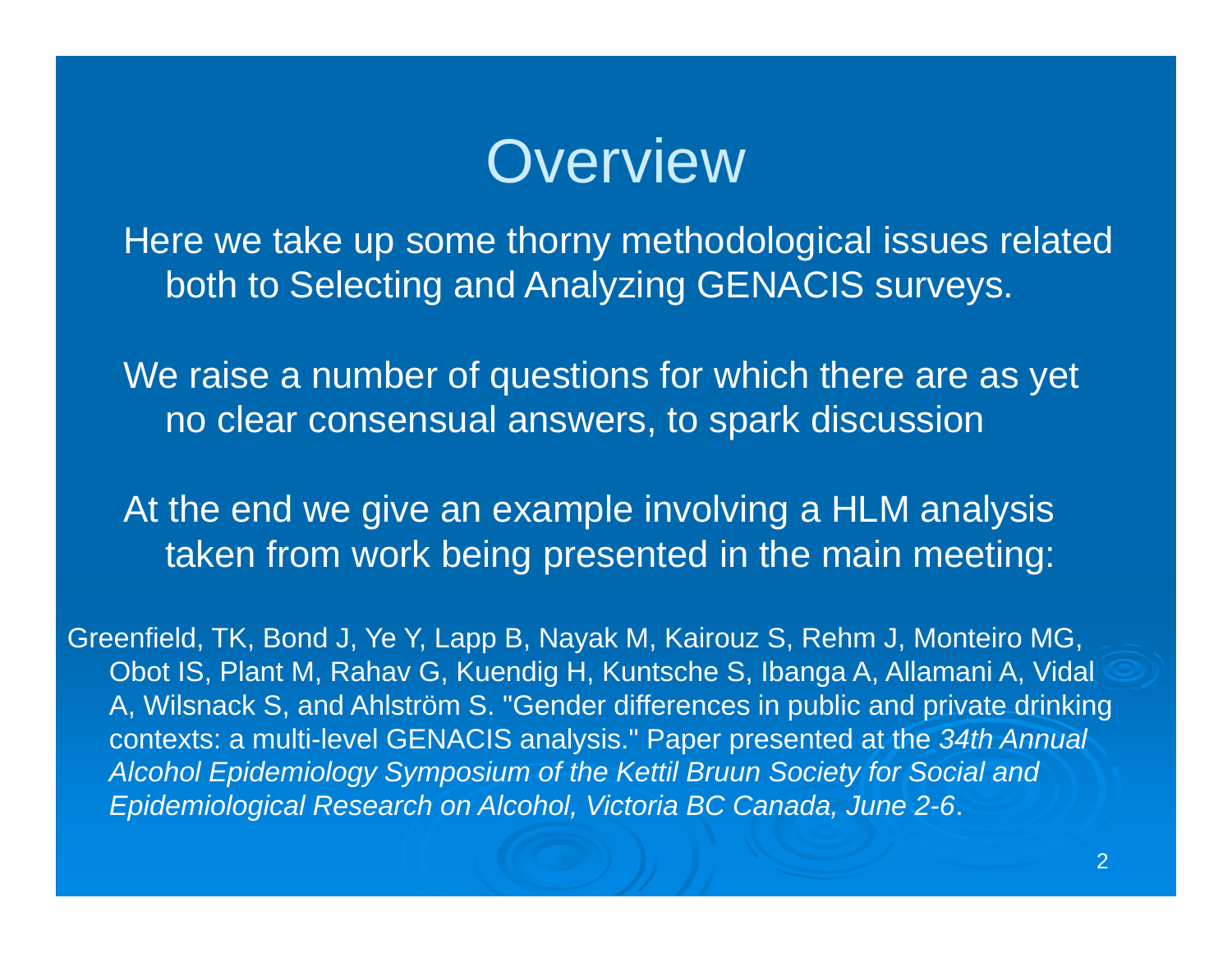# Overview

Here we take up some thorny methodological issues related both to Selecting and Analyzing GENACIS surveys.

We raise a number of questions for which there are as yet no clear consensual answers, to spark discussion

At the end we give an example involving a HLM analysis taken from work being presented in the main meeting:

Greenfield, TK, Bond J, Ye Y, Lapp B, Nayak M, Kairouz S, Rehm J, Monteiro MG, Obot IS, Plant M, Rahav G, Kuendig H, Kuntsche S, Ibanga A, Allamani A, Vidal A, Wilsnack S, and Ahlström S. "Gender differences in public and private drinking contexts: a multi-level GENACIS analysis." Paper presented at the *34th Annual Alcohol Epidemiology Symposium of the Kettil Bruun Society for Social and Epidemiological Research on Alcohol, Victoria BC Canada, June 2-6*.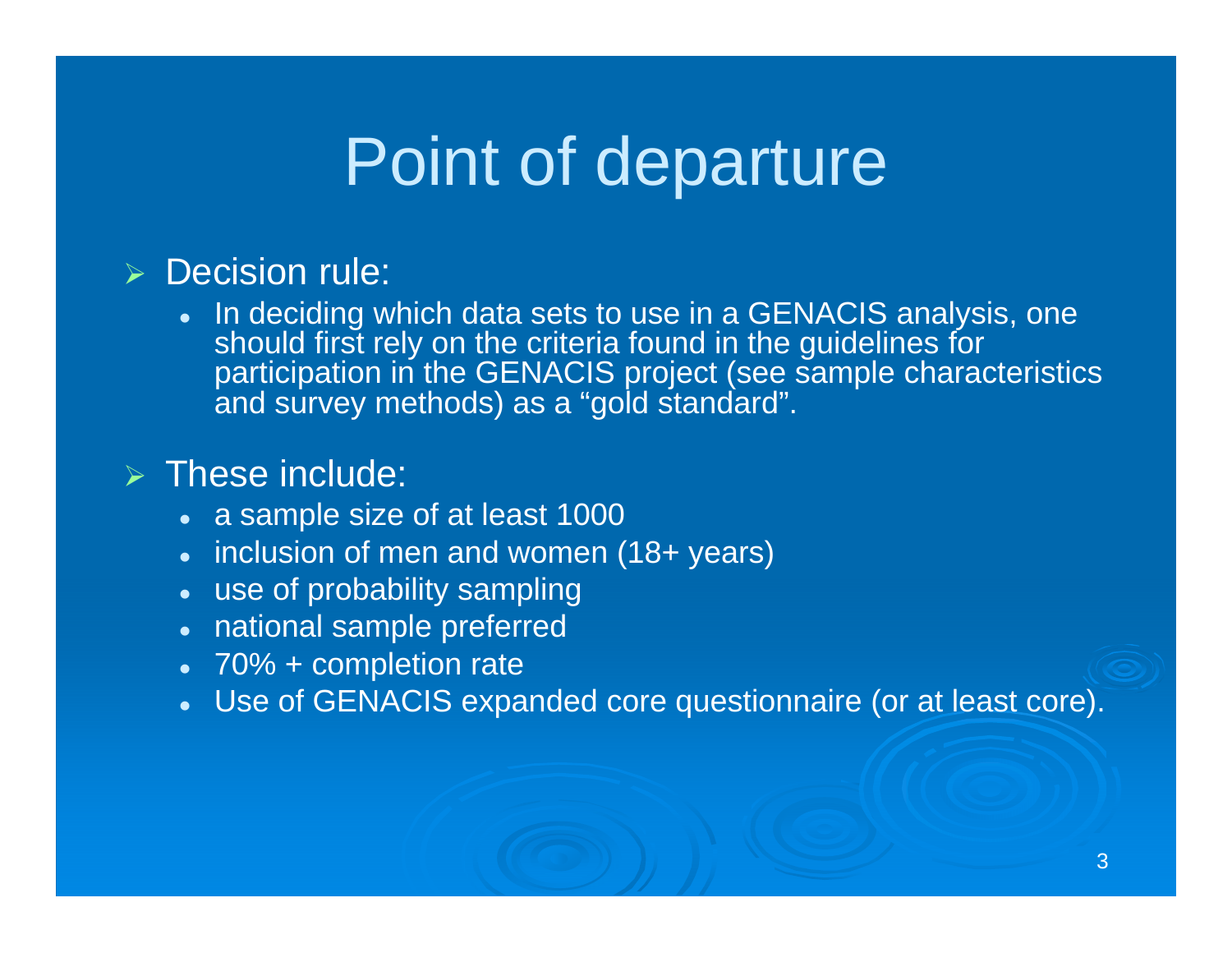# Point of departure

- Decision rule:
  - In deciding which data sets to use in a GENACIS analysis, one should first rely on the criteria found in the guidelines for participation in the GENACIS project (see sample characteristics and survey methods) as a "gold standard".
- These include:
  - a sample size of at least 1000
  - inclusion of men and women (18+ years)
  - use of probability sampling
  - national sample preferred
  - 70% + completion rate
  - Use of GENACIS expanded core questionnaire (or at least core).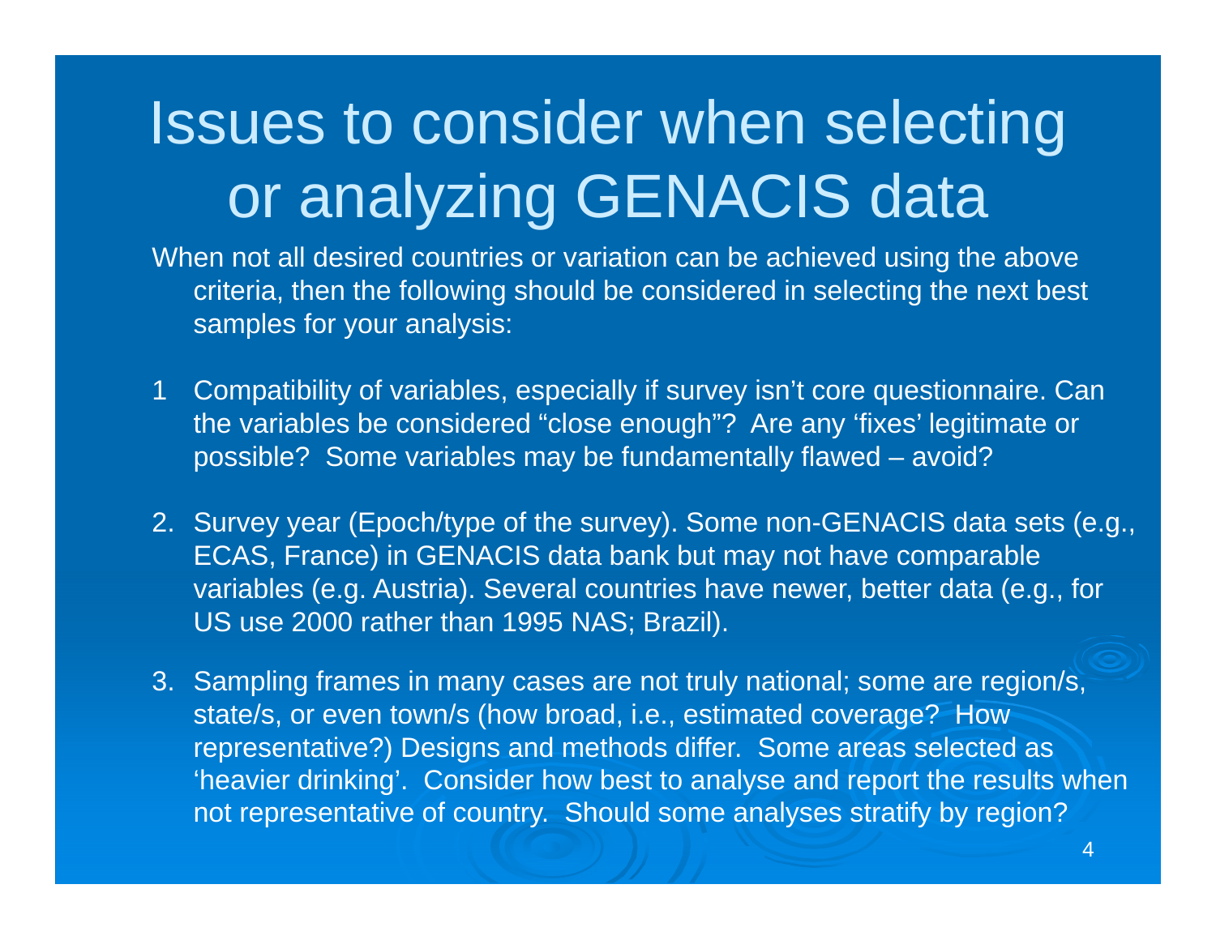# Issues to consider when selecting or analyzing GENACIS data

When not all desired countries or variation can be achieved using the above criteria, then the following should be considered in selecting the next best samples for your analysis:

1 Compatibility of variables, especially if survey isn't core questionnaire. Can the variables be considered "close enough"? Are any 'fixes' legitimate or possible? Some variables may be fundamentally flawed – avoid?

2. Survey year (Epoch/type of the survey). Some non-GENACIS data sets (e.g., ECAS, France) in GENACIS data bank but may not have comparable variables (e.g. Austria). Several countries have newer, better data (e.g., for US use 2000 rather than 1995 NAS; Brazil).

3. Sampling frames in many cases are not truly national; some are region/s, state/s, or even town/s (how broad, i.e., estimated coverage? How representative?) Designs and methods differ. Some areas selected as 'heavier drinking'. Consider how best to analyse and report the results when not representative of country. Should some analyses stratify by region?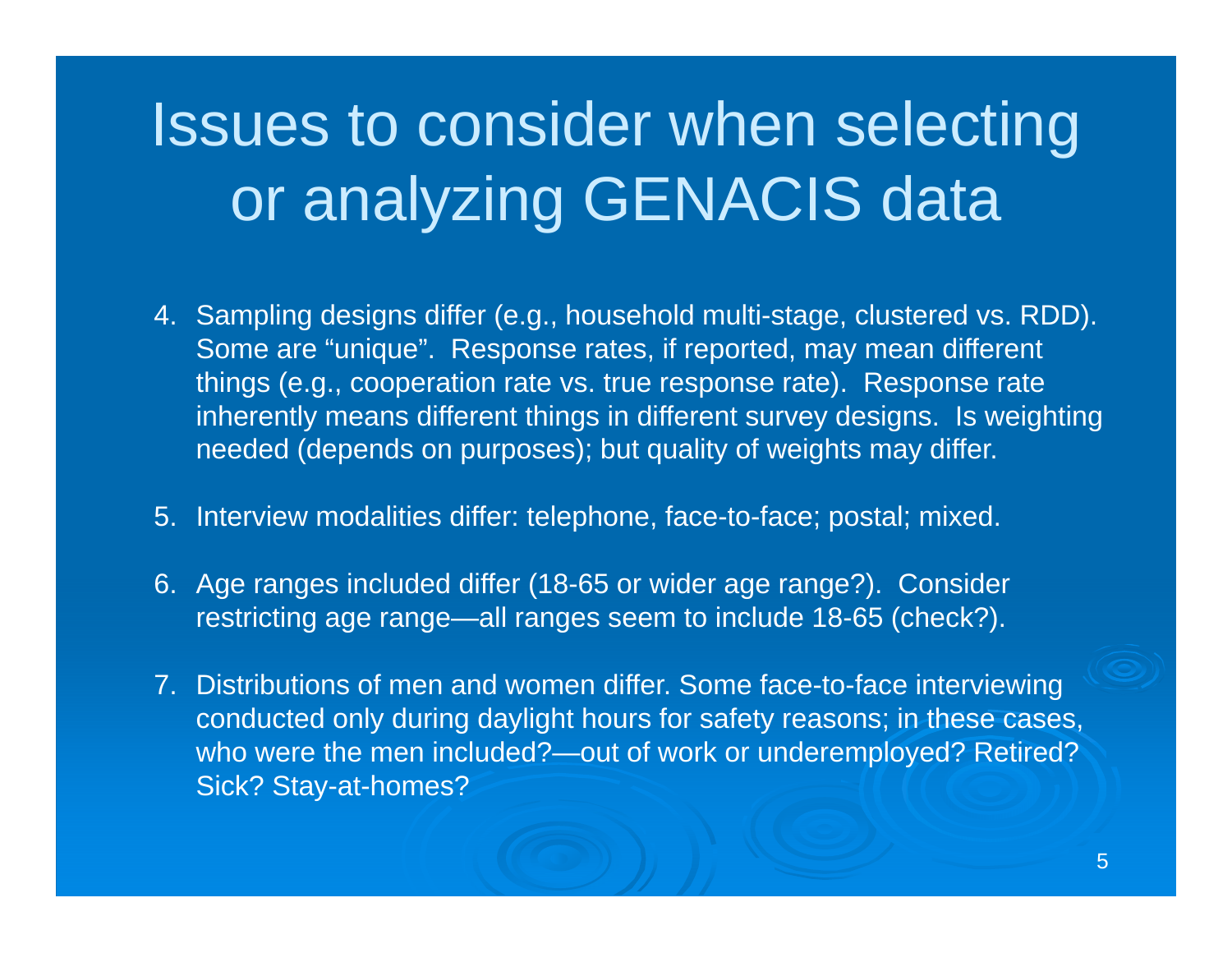# Issues to consider when selecting or analyzing GENACIS data

4. Sampling designs differ (e.g., household multi-stage, clustered vs. RDD). Some are "unique". Response rates, if reported, may mean different things (e.g., cooperation rate vs. true response rate). Response rate inherently means different things in different survey designs. Is weighting needed (depends on purposes); but quality of weights may differ.

5. Interview modalities differ: telephone, face-to-face; postal; mixed.

6. Age ranges included differ (18-65 or wider age range?). Consider restricting age range—all ranges seem to include 18-65 (check?).

7. Distributions of men and women differ. Some face-to-face interviewing conducted only during daylight hours for safety reasons; in these cases, who were the men included?—out of work or underemployed? Retired? Sick? Stay-at-homes?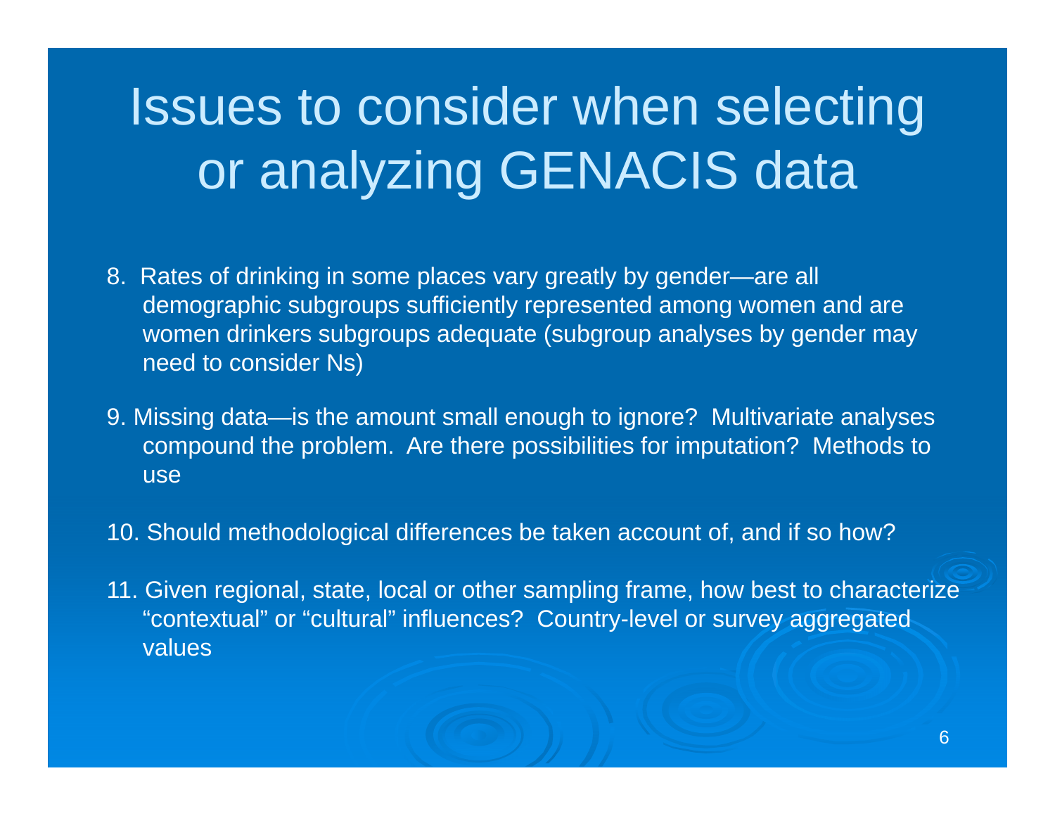# Issues to consider when selecting or analyzing GENACIS data

8. Rates of drinking in some places vary greatly by gender—are all demographic subgroups sufficiently represented among women and are women drinkers subgroups adequate (subgroup analyses by gender may need to consider Ns)

9. Missing data—is the amount small enough to ignore? Multivariate analyses compound the problem. Are there possibilities for imputation? Methods to use

10. Should methodological differences be taken account of, and if so how?

11. Given regional, state, local or other sampling frame, how best to characterize “contextual” or “cultural” influences? Country-level or survey aggregated values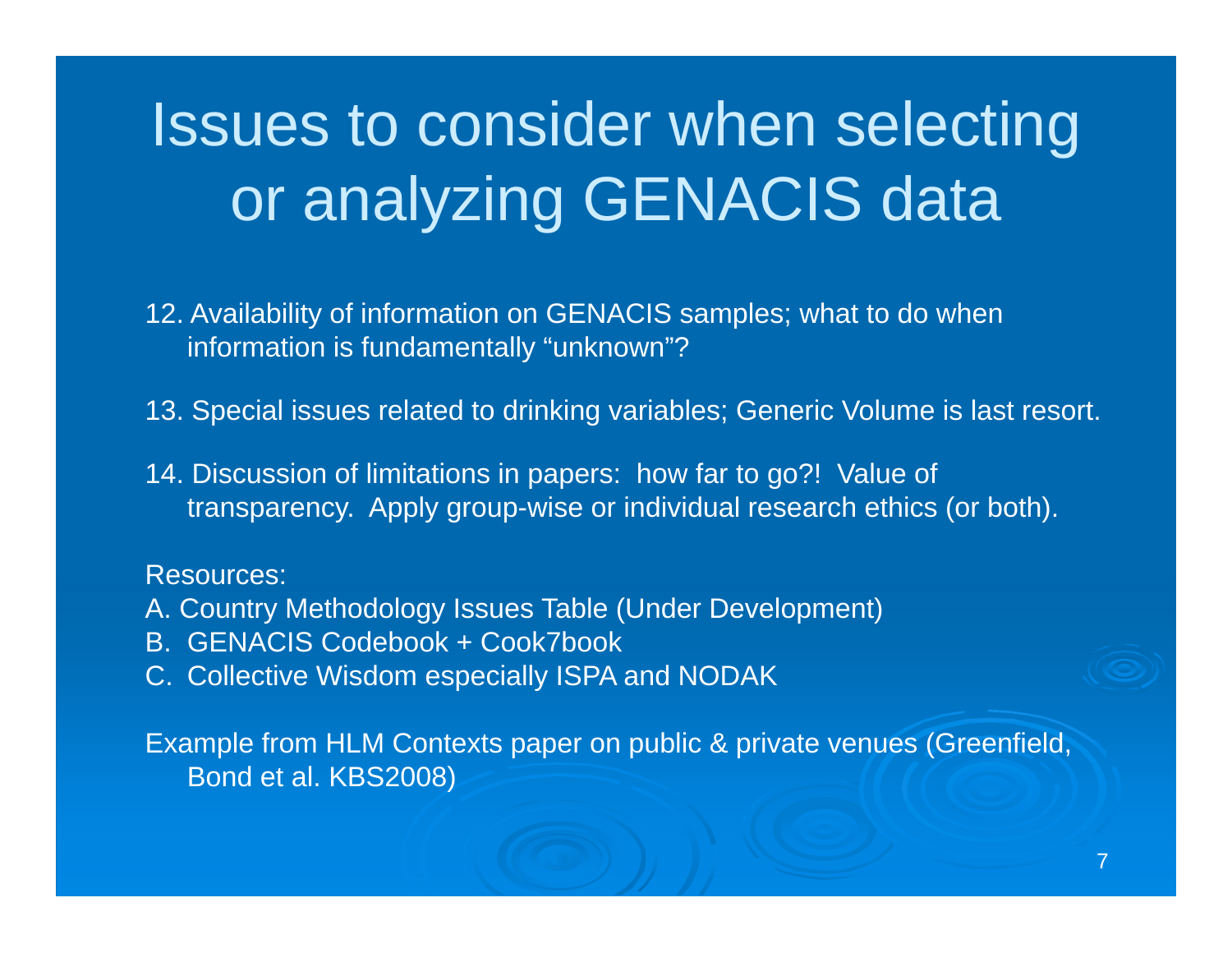# Issues to consider when selecting or analyzing GENACIS data

12. Availability of information on GENACIS samples; what to do when information is fundamentally "unknown"?

13. Special issues related to drinking variables; Generic Volume is last resort.

14. Discussion of limitations in papers: how far to go?! Value of transparency. Apply group-wise or individual research ethics (or both).

Resources:

A. Country Methodology Issues Table (Under Development)
B. GENACIS Codebook + Cook7book
C. Collective Wisdom especially ISPA and NODAK

Example from HLM Contexts paper on public & private venues (Greenfield, Bond et al. KBS2008)